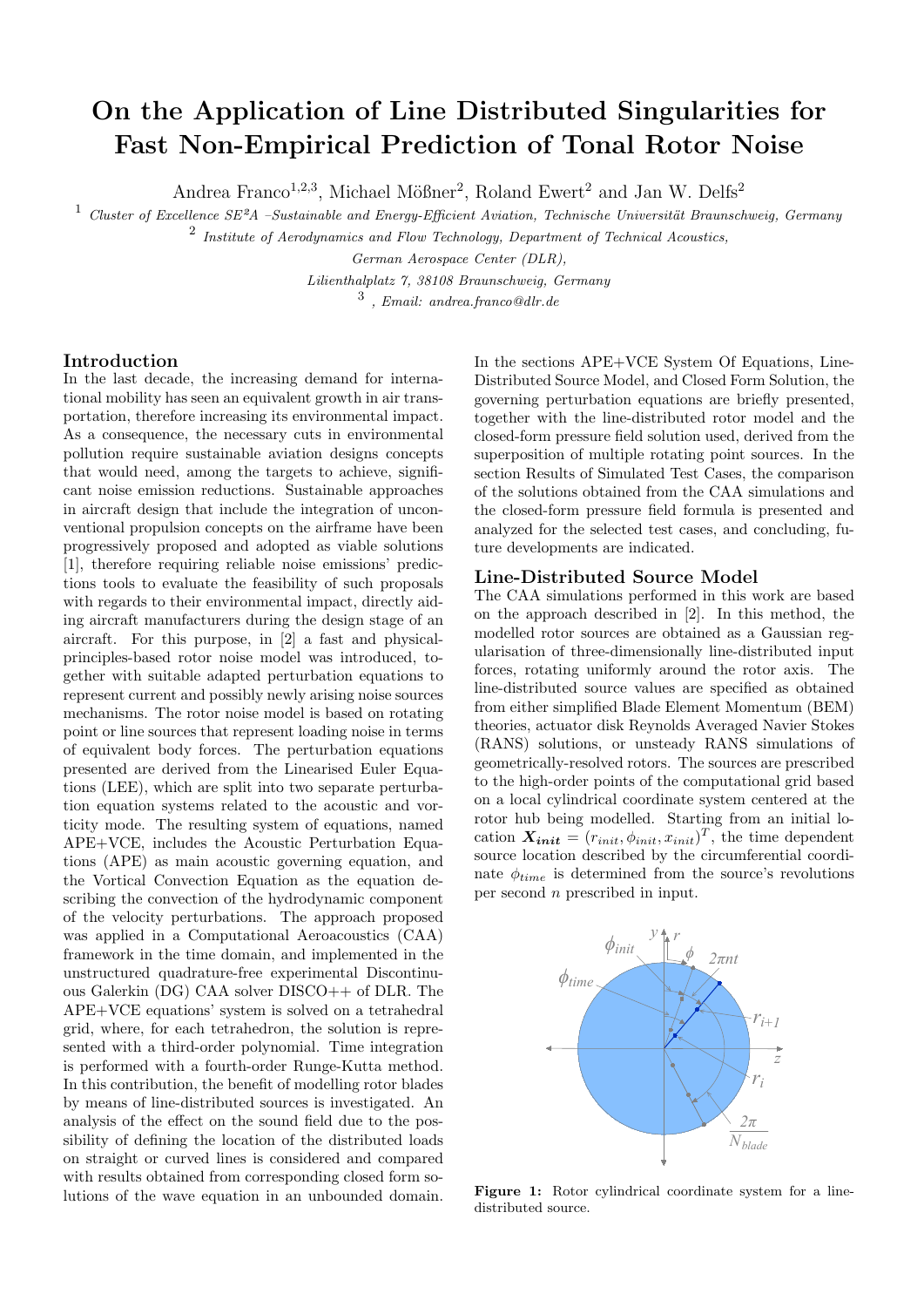# On the Application of Line Distributed Singularities for Fast Non-Empirical Prediction of Tonal Rotor Noise

Andrea Franco[1,2,3], Michael Mößner[2], Roland Ewert[2] and Jan W. Delfs[2]

[1] *Cluster of Excellence SE²A –Sustainable and Energy-Efficient Aviation, Technische Universität Braunschweig, Germany*

[2] *Institute of Aerodynamics and Flow Technology, Department of Technical Acoustics, German Aerospace Center (DLR), Lilienthalplatz 7, 38108 Braunschweig, Germany*

[3] *, Email: andrea.franco@dlr.de*

## Introduction

In the last decade, the increasing demand for international mobility has seen an equivalent growth in air transportation, therefore increasing its environmental impact. As a consequence, the necessary cuts in environmental pollution require sustainable aviation designs concepts that would need, among the targets to achieve, significant noise emission reductions. Sustainable approaches in aircraft design that include the integration of unconventional propulsion concepts on the airframe have been progressively proposed and adopted as viable solutions [1], therefore requiring reliable noise emissions' predictions tools to evaluate the feasibility of such proposals with regards to their environmental impact, directly aiding aircraft manufacturers during the design stage of an aircraft. For this purpose, in [2] a fast and physical-principles-based rotor noise model was introduced, together with suitable adapted perturbation equations to represent current and possibly newly arising noise sources mechanisms. The rotor noise model is based on rotating point or line sources that represent loading noise in terms of equivalent body forces. The perturbation equations presented are derived from the Linearised Euler Equations (LEE), which are split into two separate perturbation equation systems related to the acoustic and vorticity mode. The resulting system of equations, named APE+VCE, includes the Acoustic Perturbation Equations (APE) as main acoustic governing equation, and the Vortical Convection Equation as the equation describing the convection of the hydrodynamic component of the velocity perturbations. The approach proposed was applied in a Computational Aeroacoustics (CAA) framework in the time domain, and implemented in the unstructured quadrature-free experimental Discontinuous Galerkin (DG) CAA solver DISCO++ of DLR. The APE+VCE equations' system is solved on a tetrahedral grid, where, for each tetrahedron, the solution is represented with a third-order polynomial. Time integration is performed with a fourth-order Runge-Kutta method. In this contribution, the benefit of modelling rotor blades by means of line-distributed sources is investigated. An analysis of the effect on the sound field due to the possibility of defining the location of the distributed loads on straight or curved lines is considered and compared with results obtained from corresponding closed form solutions of the wave equation in an unbounded domain.

In the sections APE+VCE System Of Equations, Line-Distributed Source Model, and Closed Form Solution, the governing perturbation equations are briefly presented, together with the line-distributed rotor model and the closed-form pressure field solution used, derived from the superposition of multiple rotating point sources. In the section Results of Simulated Test Cases, the comparison of the solutions obtained from the CAA simulations and the closed-form pressure field formula is presented and analyzed for the selected test cases, and concluding, future developments are indicated.

## Line-Distributed Source Model

The CAA simulations performed in this work are based on the approach described in [2]. In this method, the modelled rotor sources are obtained as a Gaussian regularisation of three-dimensionally line-distributed input forces, rotating uniformly around the rotor axis. The line-distributed source values are specified as obtained from either simplified Blade Element Momentum (BEM) theories, actuator disk Reynolds Averaged Navier Stokes (RANS) solutions, or unsteady RANS simulations of geometrically-resolved rotors. The sources are prescribed to the high-order points of the computational grid based on a local cylindrical coordinate system centered at the rotor hub being modelled. Starting from an initial location $\boldsymbol{X_{init}} = (r_{init}, \phi_{init}, x_{init})^T$, the time dependent source location described by the circumferential coordinate $\phi_{time}$ is determined from the source's revolutions per second $n$ prescribed in input.

**Figure 1:** Rotor cylindrical coordinate system for a line-distributed source.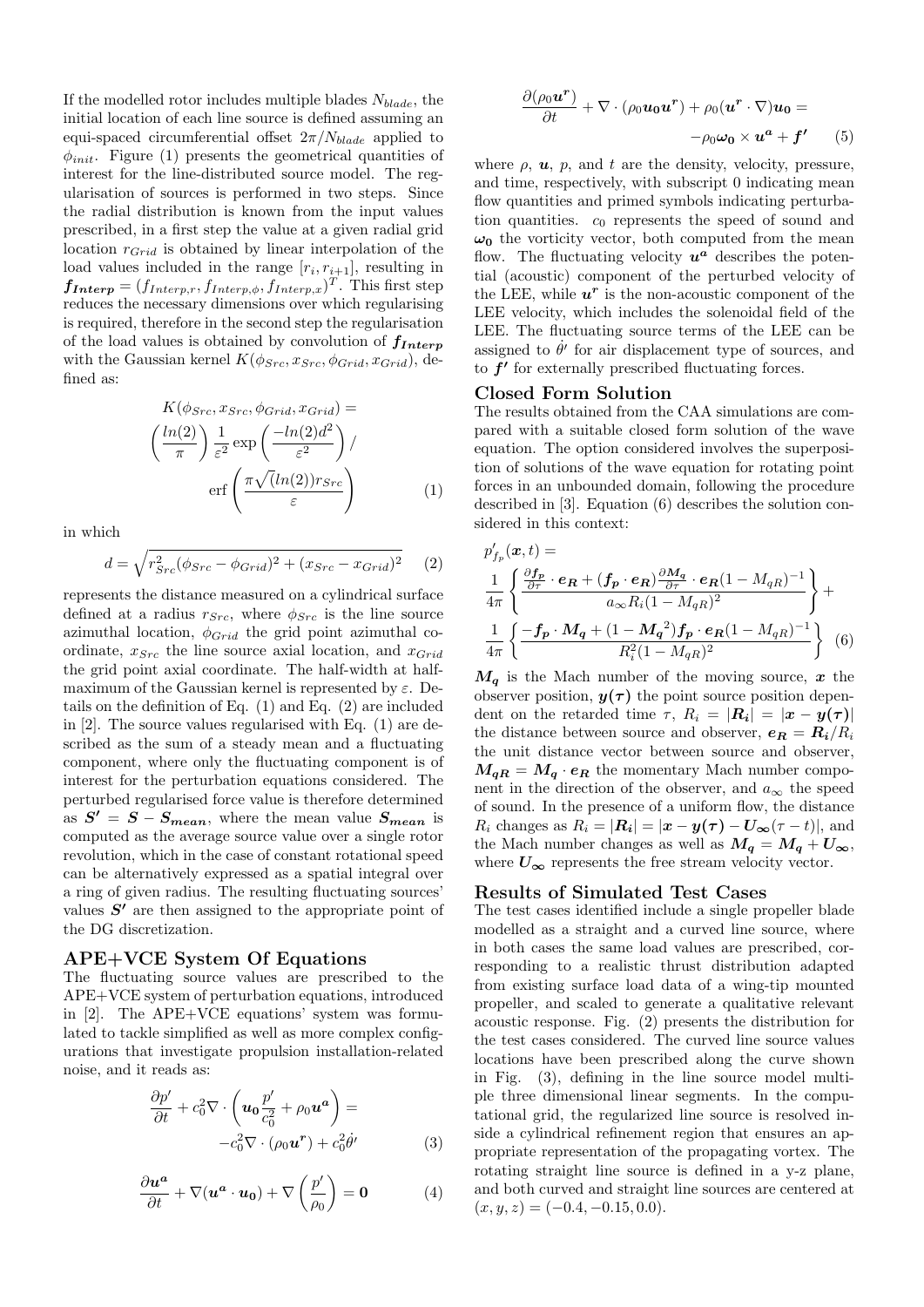If the modelled rotor includes multiple blades $N_{blade}$, the initial location of each line source is defined assuming an equi-spaced circumferential offset $2\pi/N_{blade}$ applied to $\phi_{init}$. Figure (1) presents the geometrical quantities of interest for the line-distributed source model. The regularisation of sources is performed in two steps. Since the radial distribution is known from the input values prescribed, in a first step the value at a given radial grid location $r_{Grid}$ is obtained by linear interpolation of the load values included in the range $[r_i, r_{i+1}]$, resulting in $\boldsymbol{f_{Interp}} = (f_{Interp,r}, f_{Interp,\phi}, f_{Interp,x})^T$. This first step reduces the necessary dimensions over which regularising is required, therefore in the second step the regularisation of the load values is obtained by convolution of $\boldsymbol{f_{Interp}}$ with the Gaussian kernel $K(\phi_{Src}, x_{Src}, \phi_{Grid}, x_{Grid})$, defined as:

$$
K(\phi_{Src}, x_{Src}, \phi_{Grid}, x_{Grid}) = \left(\frac{ln(2)}{\pi}\right)\frac{1}{\varepsilon^2}\exp\left(\frac{-ln(2)d^2}{\varepsilon^2}\right) / \operatorname{erf}\left(\frac{\pi\sqrt{(ln(2))}r_{Src}}{\varepsilon}\right) \quad (1)
$$

in which

$$
d = \sqrt{r_{Src}^2(\phi_{Src} - \phi_{Grid})^2 + (x_{Src} - x_{Grid})^2} \quad (2)
$$

represents the distance measured on a cylindrical surface defined at a radius $r_{Src}$, where $\phi_{Src}$ is the line source azimuthal location, $\phi_{Grid}$ the grid point azimuthal coordinate, $x_{Src}$ the line source axial location, and $x_{Grid}$ the grid point axial coordinate. The half-width at half-maximum of the Gaussian kernel is represented by $\varepsilon$. Details on the definition of Eq. (1) and Eq. (2) are included in [2]. The source values regularised with Eq. (1) are described as the sum of a steady mean and a fluctuating component, where only the fluctuating component is of interest for the perturbation equations considered. The perturbed regularised force value is therefore determined as $\boldsymbol{S'} = \boldsymbol{S} - \boldsymbol{S_{mean}}$, where the mean value $\boldsymbol{S_{mean}}$ is computed as the average source value over a single rotor revolution, which in the case of constant rotational speed can be alternatively expressed as a spatial integral over a ring of given radius. The resulting fluctuating sources' values $\boldsymbol{S'}$ are then assigned to the appropriate point of the DG discretization.

## APE+VCE System Of Equations

The fluctuating source values are prescribed to the APE+VCE system of perturbation equations, introduced in [2]. The APE+VCE equations' system was formulated to tackle simplified as well as more complex configurations that investigate propulsion installation-related noise, and it reads as:

$$
\frac{\partial p'}{\partial t} + c_0^2\nabla\cdot\left(\boldsymbol{u_0}\frac{p'}{c_0^2} + \rho_0\boldsymbol{u^a}\right) = -c_0^2\nabla\cdot(\rho_0\boldsymbol{u^r}) + c_0^2\dot{\theta}' \quad (3)
$$

$$
\frac{\partial \boldsymbol{u^a}}{\partial t} + \nabla(\boldsymbol{u^a}\cdot\boldsymbol{u_0}) + \nabla\left(\frac{p'}{\rho_0}\right) = \boldsymbol{0} \quad (4)
$$

$$
\frac{\partial(\rho_0\boldsymbol{u^r})}{\partial t} + \nabla\cdot(\rho_0\boldsymbol{u_0}\boldsymbol{u^r}) + \rho_0(\boldsymbol{u^r}\cdot\nabla)\boldsymbol{u_0} = -\rho_0\boldsymbol{\omega_0}\times\boldsymbol{u^a} + \boldsymbol{f'} \quad (5)
$$

where $\rho$, $\boldsymbol{u}$, $p$, and $t$ are the density, velocity, pressure, and time, respectively, with subscript 0 indicating mean flow quantities and primed symbols indicating perturbation quantities. $c_0$ represents the speed of sound and $\boldsymbol{\omega_0}$ the vorticity vector, both computed from the mean flow. The fluctuating velocity $\boldsymbol{u^a}$ describes the potential (acoustic) component of the perturbed velocity of the LEE, while $\boldsymbol{u^r}$ is the non-acoustic component of the LEE velocity, which includes the solenoidal field of the LEE. The fluctuating source terms of the LEE can be assigned to $\dot{\theta}'$ for air displacement type of sources, and to $\boldsymbol{f'}$ for externally prescribed fluctuating forces.

## Closed Form Solution

The results obtained from the CAA simulations are compared with a suitable closed form solution of the wave equation. The option considered involves the superposition of solutions of the wave equation for rotating point forces in an unbounded domain, following the procedure described in [3]. Equation (6) describes the solution considered in this context:

$$
p'_{f_p}(\boldsymbol{x}, t) = \frac{1}{4\pi}\left\{\frac{\frac{\partial \boldsymbol{f_p}}{\partial\tau}\cdot\boldsymbol{e_R} + (\boldsymbol{f_p}\cdot\boldsymbol{e_R})\frac{\partial\boldsymbol{M_q}}{\partial\tau}\cdot\boldsymbol{e_R}(1-M_{qR})^{-1}}{a_\infty R_i(1-M_{qR})^2}\right\} + \frac{1}{4\pi}\left\{\frac{-\boldsymbol{f_p}\cdot\boldsymbol{M_q} + (1-\boldsymbol{M_q}^2)\boldsymbol{f_p}\cdot\boldsymbol{e_R}(1-M_{qR})^{-1}}{R_i^2(1-M_{qR})^2}\right\} \quad (6)
$$

$\boldsymbol{M_q}$ is the Mach number of the moving source, $\boldsymbol{x}$ the observer position, $\boldsymbol{y(\tau)}$ the point source position dependent on the retarded time $\tau$, $R_i = |\boldsymbol{R_i}| = |\boldsymbol{x} - \boldsymbol{y(\tau)}|$ the distance between source and observer, $\boldsymbol{e_R} = \boldsymbol{R_i}/R_i$ the unit distance vector between source and observer, $\boldsymbol{M_{qR}} = \boldsymbol{M_q}\cdot\boldsymbol{e_R}$ the momentary Mach number component in the direction of the observer, and $a_\infty$ the speed of sound. In the presence of a uniform flow, the distance $R_i$ changes as $R_i = |\boldsymbol{R_i}| = |\boldsymbol{x} - \boldsymbol{y(\tau)} - \boldsymbol{U_\infty}(\tau - t)|$, and the Mach number changes as well as $\boldsymbol{M_q} = \boldsymbol{M_q} + \boldsymbol{U_\infty}$, where $\boldsymbol{U_\infty}$ represents the free stream velocity vector.

## Results of Simulated Test Cases

The test cases identified include a single propeller blade modelled as a straight and a curved line source, where in both cases the same load values are prescribed, corresponding to a realistic thrust distribution adapted from existing surface load data of a wing-tip mounted propeller, and scaled to generate a qualitative relevant acoustic response. Fig. (2) presents the distribution for the test cases considered. The curved line source values locations have been prescribed along the curve shown in Fig. (3), defining in the line source model multiple three dimensional linear segments. In the computational grid, the regularized line source is resolved inside a cylindrical refinement region that ensures an appropriate representation of the propagating vortex. The rotating straight line source is defined in a y-z plane, and both curved and straight line sources are centered at $(x, y, z) = (-0.4, -0.15, 0.0)$.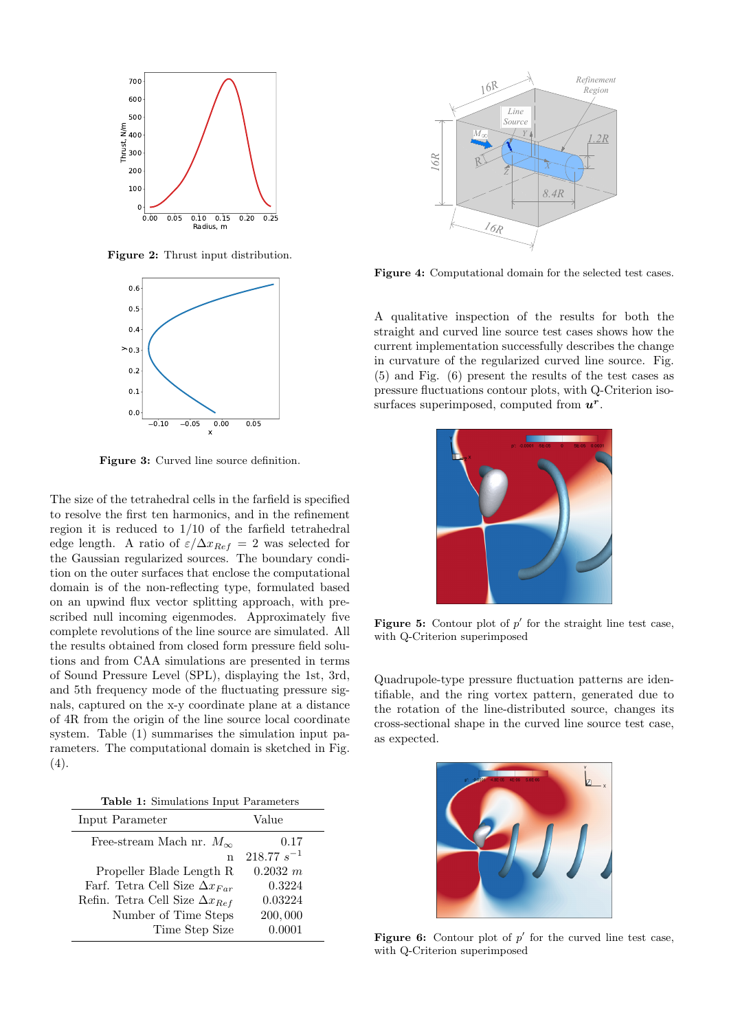**Figure 2:** Thrust input distribution.

**Figure 3:** Curved line source definition.

The size of the tetrahedral cells in the farfield is specified to resolve the first ten harmonics, and in the refinement region it is reduced to 1/10 of the farfield tetrahedral edge length. A ratio of $\varepsilon/\Delta x_{Ref} = 2$ was selected for the Gaussian regularized sources. The boundary condition on the outer surfaces that enclose the computational domain is of the non-reflecting type, formulated based on an upwind flux vector splitting approach, with prescribed null incoming eigenmodes. Approximately five complete revolutions of the line source are simulated. All the results obtained from closed form pressure field solutions and from CAA simulations are presented in terms of Sound Pressure Level (SPL), displaying the 1st, 3rd, and 5th frequency mode of the fluctuating pressure signals, captured on the x-y coordinate plane at a distance of 4R from the origin of the line source local coordinate system. Table (1) summarises the simulation input parameters. The computational domain is sketched in Fig. (4).

**Table 1:** Simulations Input Parameters

| Input Parameter | Value |
|---|---|
| Free-stream Mach nr. $M_\infty$ | 0.17 |
| n | 218.77 $s^{-1}$ |
| Propeller Blade Length R | 0.2032 $m$ |
| Farf. Tetra Cell Size $\Delta x_{Far}$ | 0.3224 |
| Refin. Tetra Cell Size $\Delta x_{Ref}$ | 0.03224 |
| Number of Time Steps | 200,000 |
| Time Step Size | 0.0001 |

**Figure 4:** Computational domain for the selected test cases.

A qualitative inspection of the results for both the straight and curved line source test cases shows how the current implementation successfully describes the change in curvature of the regularized curved line source. Fig. (5) and Fig. (6) present the results of the test cases as pressure fluctuations contour plots, with Q-Criterion isosurfaces superimposed, computed from $\boldsymbol{u}^r$.

**Figure 5:** Contour plot of $p'$ for the straight line test case, with Q-Criterion superimposed

Quadrupole-type pressure fluctuation patterns are identifiable, and the ring vortex pattern, generated due to the rotation of the line-distributed source, changes its cross-sectional shape in the curved line source test case, as expected.

**Figure 6:** Contour plot of $p'$ for the curved line test case, with Q-Criterion superimposed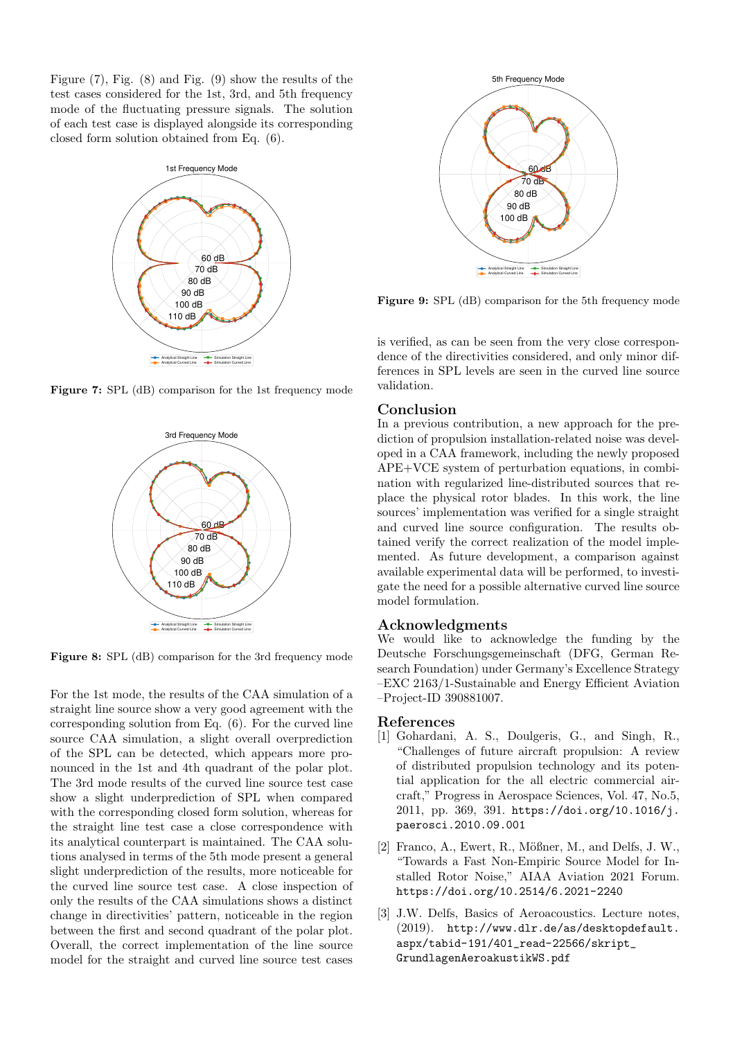Figure (7), Fig. (8) and Fig. (9) show the results of the test cases considered for the 1st, 3rd, and 5th frequency mode of the fluctuating pressure signals. The solution of each test case is displayed alongside its corresponding closed form solution obtained from Eq. (6).

1st Frequency Mode

60 dB
70 dB
80 dB
90 dB
100 dB
110 dB

Analytical Straight Line
Simulation Straight Line
Analytical Curved Line
Simulation Curved Line

**Figure 7:** SPL (dB) comparison for the 1st frequency mode

3rd Frequency Mode

60 dB
70 dB
80 dB
90 dB
100 dB
110 dB

Analytical Straight Line
Simulation Straight Line
Analytical Curved Line
Simulation Curved Line

**Figure 8:** SPL (dB) comparison for the 3rd frequency mode

For the 1st mode, the results of the CAA simulation of a straight line source show a very good agreement with the corresponding solution from Eq. (6). For the curved line source CAA simulation, a slight overall overprediction of the SPL can be detected, which appears more pronounced in the 1st and 4th quadrant of the polar plot. The 3rd mode results of the curved line source test case show a slight underprediction of SPL when compared with the corresponding closed form solution, whereas for the straight line test case a close correspondence with its analytical counterpart is maintained. The CAA solutions analysed in terms of the 5th mode present a general slight underprediction of the results, more noticeable for the curved line source test case. A close inspection of only the results of the CAA simulations shows a distinct change in directivities' pattern, noticeable in the region between the first and second quadrant of the polar plot. Overall, the correct implementation of the line source model for the straight and curved line source test cases

5th Frequency Mode

60 dB
70 dB
80 dB
90 dB
100 dB

Analytical Straight Line
Simulation Straight Line
Analytical Curved Line
Simulation Curved Line

**Figure 9:** SPL (dB) comparison for the 5th frequency mode

is verified, as can be seen from the very close correspondence of the directivities considered, and only minor differences in SPL levels are seen in the curved line source validation.

## Conclusion

In a previous contribution, a new approach for the prediction of propulsion installation-related noise was developed in a CAA framework, including the newly proposed APE+VCE system of perturbation equations, in combination with regularized line-distributed sources that replace the physical rotor blades. In this work, the line sources' implementation was verified for a single straight and curved line source configuration. The results obtained verify the correct realization of the model implemented. As future development, a comparison against available experimental data will be performed, to investigate the need for a possible alternative curved line source model formulation.

## Acknowledgments

We would like to acknowledge the funding by the Deutsche Forschungsgemeinschaft (DFG, German Research Foundation) under Germany's Excellence Strategy –EXC 2163/1-Sustainable and Energy Efficient Aviation –Project-ID 390881007.

## References

[1] Gohardani, A. S., Doulgeris, G., and Singh, R., "Challenges of future aircraft propulsion: A review of distributed propulsion technology and its potential application for the all electric commercial aircraft," Progress in Aerospace Sciences, Vol. 47, No.5, 2011, pp. 369, 391. https://doi.org/10.1016/j.paerosci.2010.09.001

[2] Franco, A., Ewert, R., Mößner, M., and Delfs, J. W., "Towards a Fast Non-Empiric Source Model for Installed Rotor Noise," AIAA Aviation 2021 Forum. https://doi.org/10.2514/6.2021-2240

[3] J.W. Delfs, Basics of Aeroacoustics. Lecture notes, (2019). http://www.dlr.de/as/desktopdefault.aspx/tabid-191/401_read-22566/skript_GrundlagenAeroakustikWS.pdf